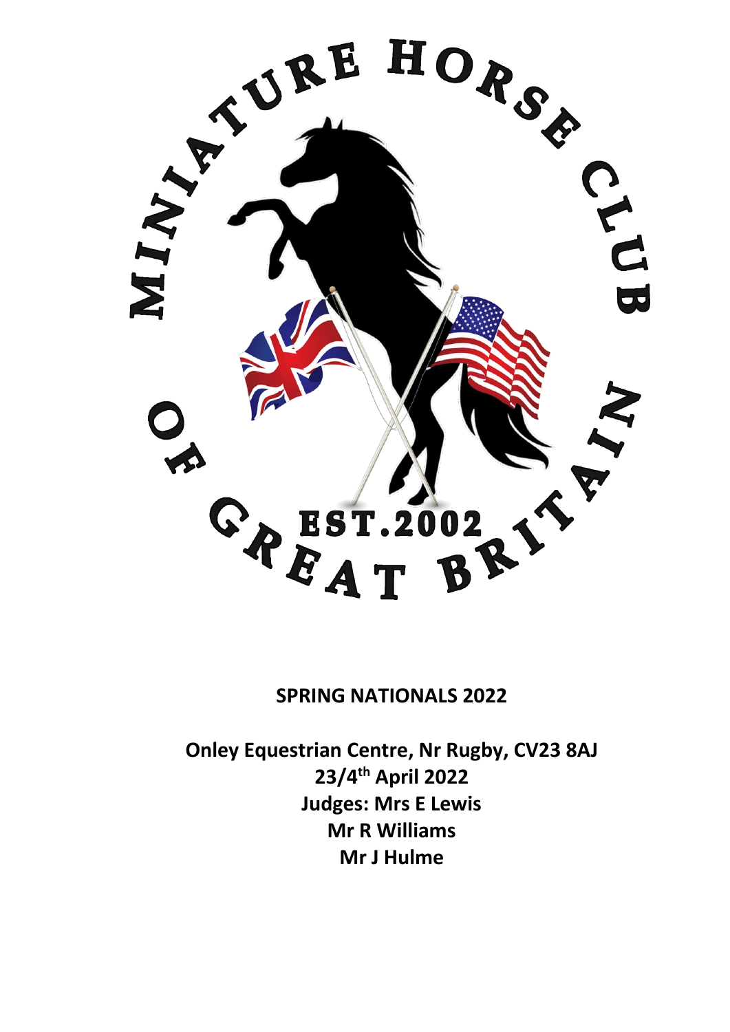MINIATURE HORSE CLUB OF GREAT BRITAIN

EST.2002

**SPRING NATIONALS 2022**

**Onley Equestrian Centre, Nr Rugby, CV23 8AJ**
**23/4th April 2022**
**Judges: Mrs E Lewis**
**Mr R Williams**
**Mr J Hulme**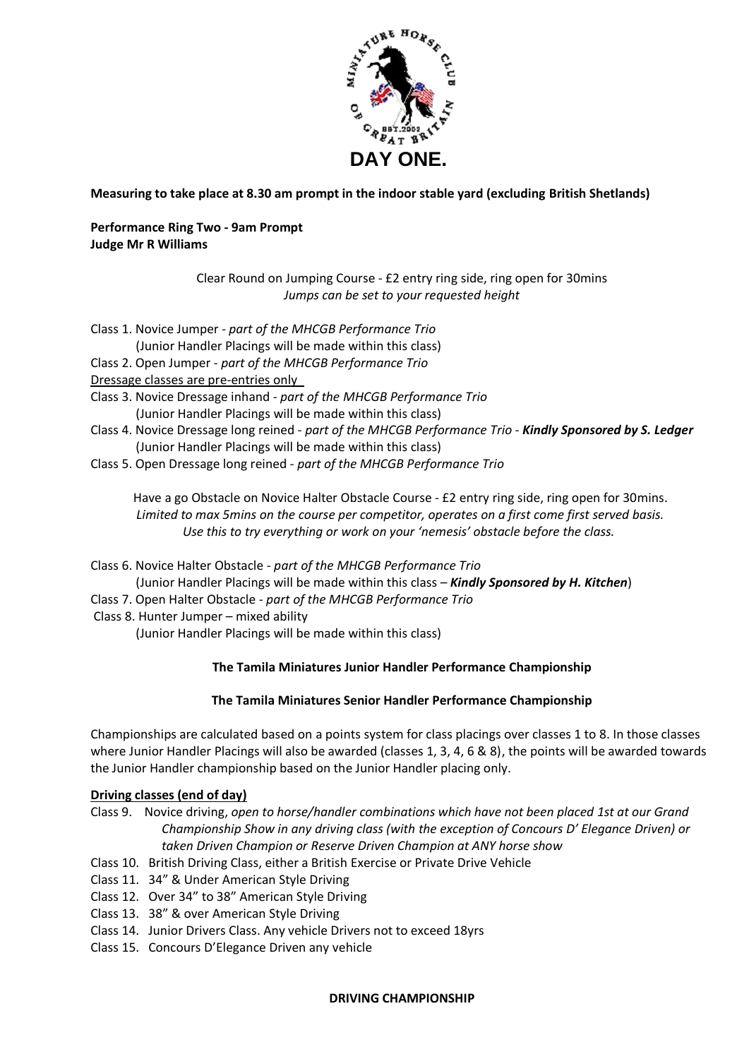# DAY ONE.

**Measuring to take place at 8.30 am prompt in the indoor stable yard (excluding British Shetlands)**

**Performance Ring Two - 9am Prompt**
**Judge Mr R Williams**

Clear Round on Jumping Course - £2 entry ring side, ring open for 30mins
*Jumps can be set to your requested height*

Class 1. Novice Jumper - *part of the MHCGB Performance Trio*
(Junior Handler Placings will be made within this class)
Class 2. Open Jumper - *part of the MHCGB Performance Trio*
Dressage classes are pre-entries only
Class 3. Novice Dressage inhand - *part of the MHCGB Performance Trio*
(Junior Handler Placings will be made within this class)
Class 4. Novice Dressage long reined - *part of the MHCGB Performance Trio* - ***Kindly Sponsored by S. Ledger***
(Junior Handler Placings will be made within this class)
Class 5. Open Dressage long reined - *part of the MHCGB Performance Trio*

Have a go Obstacle on Novice Halter Obstacle Course - £2 entry ring side, ring open for 30mins.
*Limited to max 5mins on the course per competitor, operates on a first come first served basis.*
*Use this to try everything or work on your 'nemesis' obstacle before the class.*

Class 6. Novice Halter Obstacle - *part of the MHCGB Performance Trio*
(Junior Handler Placings will be made within this class – ***Kindly Sponsored by H. Kitchen***)
Class 7. Open Halter Obstacle - *part of the MHCGB Performance Trio*
Class 8. Hunter Jumper – mixed ability
(Junior Handler Placings will be made within this class)

**The Tamila Miniatures Junior Handler Performance Championship**

**The Tamila Miniatures Senior Handler Performance Championship**

Championships are calculated based on a points system for class placings over classes 1 to 8. In those classes where Junior Handler Placings will also be awarded (classes 1, 3, 4, 6 & 8), the points will be awarded towards the Junior Handler championship based on the Junior Handler placing only.

**Driving classes (end of day)**

Class 9. Novice driving, *open to horse/handler combinations which have not been placed 1st at our Grand Championship Show in any driving class (with the exception of Concours D' Elegance Driven) or taken Driven Champion or Reserve Driven Champion at ANY horse show*
Class 10. British Driving Class, either a British Exercise or Private Drive Vehicle
Class 11. 34" & Under American Style Driving
Class 12. Over 34" to 38" American Style Driving
Class 13. 38" & over American Style Driving
Class 14. Junior Drivers Class. Any vehicle Drivers not to exceed 18yrs
Class 15. Concours D'Elegance Driven any vehicle

**DRIVING CHAMPIONSHIP**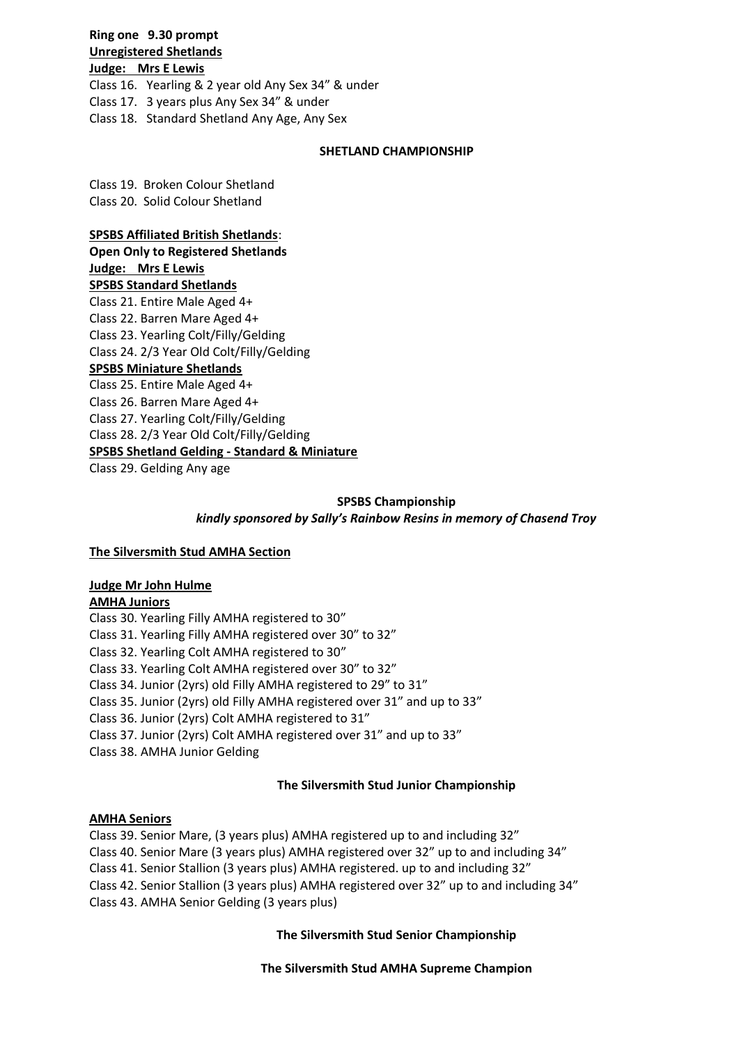**Ring one 9.30 prompt**
**Unregistered Shetlands**
**Judge: Mrs E Lewis**

Class 16. Yearling & 2 year old Any Sex 34” & under
Class 17. 3 years plus Any Sex 34” & under
Class 18. Standard Shetland Any Age, Any Sex

**SHETLAND CHAMPIONSHIP**

Class 19. Broken Colour Shetland
Class 20. Solid Colour Shetland

**SPSBS Affiliated British Shetlands**:
**Open Only to Registered Shetlands**
**Judge: Mrs E Lewis**
**SPSBS Standard Shetlands**

Class 21. Entire Male Aged 4+
Class 22. Barren Mare Aged 4+
Class 23. Yearling Colt/Filly/Gelding
Class 24. 2/3 Year Old Colt/Filly/Gelding

**SPSBS Miniature Shetlands**

Class 25. Entire Male Aged 4+
Class 26. Barren Mare Aged 4+
Class 27. Yearling Colt/Filly/Gelding
Class 28. 2/3 Year Old Colt/Filly/Gelding

**SPSBS Shetland Gelding - Standard & Miniature**

Class 29. Gelding Any age

**SPSBS Championship**
*kindly sponsored by Sally’s Rainbow Resins in memory of Chasend Troy*

**The Silversmith Stud AMHA Section**

**Judge Mr John Hulme**
**AMHA Juniors**

Class 30. Yearling Filly AMHA registered to 30”
Class 31. Yearling Filly AMHA registered over 30” to 32”
Class 32. Yearling Colt AMHA registered to 30”
Class 33. Yearling Colt AMHA registered over 30” to 32”
Class 34. Junior (2yrs) old Filly AMHA registered to 29” to 31”
Class 35. Junior (2yrs) old Filly AMHA registered over 31” and up to 33”
Class 36. Junior (2yrs) Colt AMHA registered to 31”
Class 37. Junior (2yrs) Colt AMHA registered over 31” and up to 33”
Class 38. AMHA Junior Gelding

**The Silversmith Stud Junior Championship**

**AMHA Seniors**

Class 39. Senior Mare, (3 years plus) AMHA registered up to and including 32”
Class 40. Senior Mare (3 years plus) AMHA registered over 32” up to and including 34”
Class 41. Senior Stallion (3 years plus) AMHA registered. up to and including 32”
Class 42. Senior Stallion (3 years plus) AMHA registered over 32” up to and including 34”
Class 43. AMHA Senior Gelding (3 years plus)

**The Silversmith Stud Senior Championship**

**The Silversmith Stud AMHA Supreme Champion**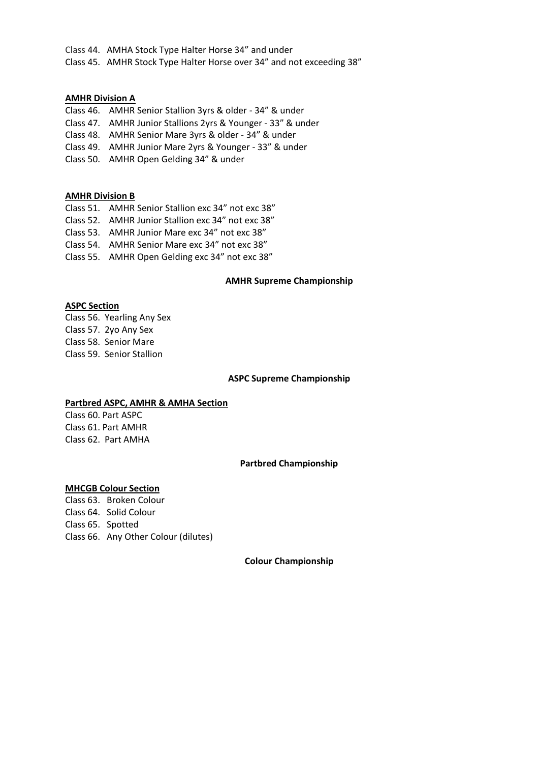Class 44. AMHA Stock Type Halter Horse 34" and under

Class 45. AMHR Stock Type Halter Horse over 34" and not exceeding 38"

**AMHR Division A**

Class 46. AMHR Senior Stallion 3yrs & older - 34" & under

Class 47. AMHR Junior Stallions 2yrs & Younger - 33" & under

Class 48. AMHR Senior Mare 3yrs & older - 34" & under

Class 49. AMHR Junior Mare 2yrs & Younger - 33" & under

Class 50. AMHR Open Gelding 34" & under

**AMHR Division B**

Class 51. AMHR Senior Stallion exc 34" not exc 38"

Class 52. AMHR Junior Stallion exc 34" not exc 38"

Class 53. AMHR Junior Mare exc 34" not exc 38"

Class 54. AMHR Senior Mare exc 34" not exc 38"

Class 55. AMHR Open Gelding exc 34" not exc 38"

**AMHR Supreme Championship**

**ASPC Section**

Class 56. Yearling Any Sex

Class 57. 2yo Any Sex

Class 58. Senior Mare

Class 59. Senior Stallion

**ASPC Supreme Championship**

**Partbred ASPC, AMHR & AMHA Section**

Class 60. Part ASPC

Class 61. Part AMHR

Class 62. Part AMHA

**Partbred Championship**

**MHCGB Colour Section**

Class 63. Broken Colour

Class 64. Solid Colour

Class 65. Spotted

Class 66. Any Other Colour (dilutes)

**Colour Championship**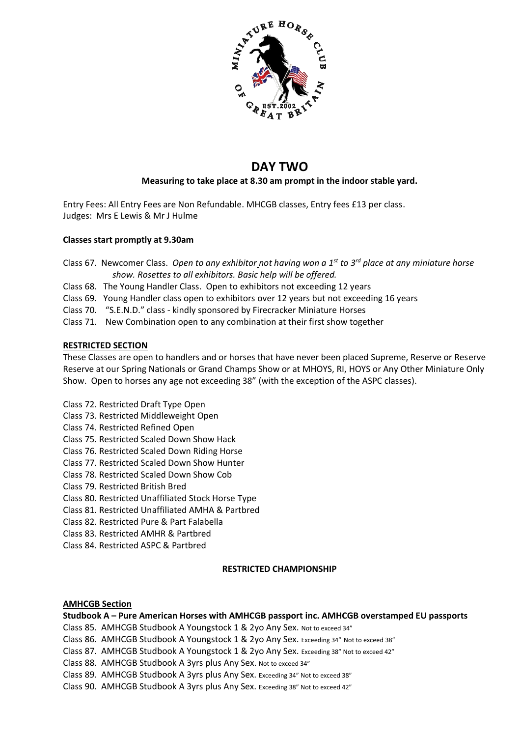# DAY TWO

**Measuring to take place at 8.30 am prompt in the indoor stable yard.**

Entry Fees: All Entry Fees are Non Refundable. MHCGB classes, Entry fees £13 per class.
Judges: Mrs E Lewis & Mr J Hulme

**Classes start promptly at 9.30am**

Class 67. Newcomer Class. *Open to any exhibitor not having won a 1st to 3rd place at any miniature horse show. Rosettes to all exhibitors. Basic help will be offered.*
Class 68. The Young Handler Class. Open to exhibitors not exceeding 12 years
Class 69. Young Handler class open to exhibitors over 12 years but not exceeding 16 years
Class 70. "S.E.N.D." class - kindly sponsored by Firecracker Miniature Horses
Class 71. New Combination open to any combination at their first show together

**RESTRICTED SECTION**

These Classes are open to handlers and or horses that have never been placed Supreme, Reserve or Reserve Reserve at our Spring Nationals or Grand Champs Show or at MHOYS, RI, HOYS or Any Other Miniature Only Show. Open to horses any age not exceeding 38" (with the exception of the ASPC classes).

Class 72. Restricted Draft Type Open
Class 73. Restricted Middleweight Open
Class 74. Restricted Refined Open
Class 75. Restricted Scaled Down Show Hack
Class 76. Restricted Scaled Down Riding Horse
Class 77. Restricted Scaled Down Show Hunter
Class 78. Restricted Scaled Down Show Cob
Class 79. Restricted British Bred
Class 80. Restricted Unaffiliated Stock Horse Type
Class 81. Restricted Unaffiliated AMHA & Partbred
Class 82. Restricted Pure & Part Falabella
Class 83. Restricted AMHR & Partbred
Class 84. Restricted ASPC & Partbred

**RESTRICTED CHAMPIONSHIP**

**AMHCGB Section**

**Studbook A – Pure American Horses with AMHCGB passport inc. AMHCGB overstamped EU passports**

Class 85. AMHCGB Studbook A Youngstock 1 & 2yo Any Sex. Not to exceed 34"
Class 86. AMHCGB Studbook A Youngstock 1 & 2yo Any Sex. Exceeding 34" Not to exceed 38"
Class 87. AMHCGB Studbook A Youngstock 1 & 2yo Any Sex. Exceeding 38" Not to exceed 42"
Class 88. AMHCGB Studbook A 3yrs plus Any Sex. Not to exceed 34"
Class 89. AMHCGB Studbook A 3yrs plus Any Sex. Exceeding 34" Not to exceed 38"
Class 90. AMHCGB Studbook A 3yrs plus Any Sex. Exceeding 38" Not to exceed 42"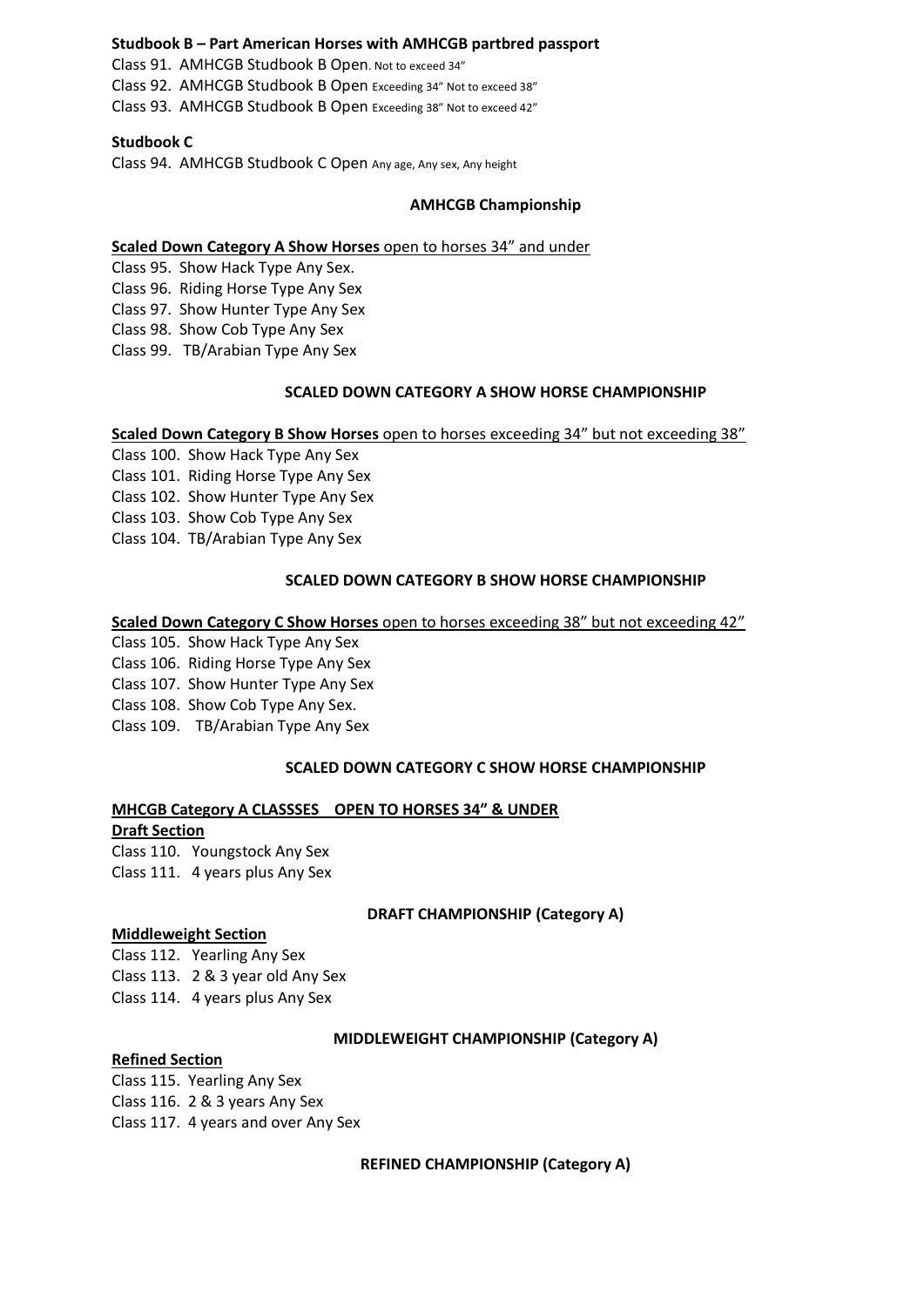**Studbook B – Part American Horses with AMHCGB partbred passport**

Class 91. AMHCGB Studbook B Open. Not to exceed 34"

Class 92. AMHCGB Studbook B Open Exceeding 34" Not to exceed 38"

Class 93. AMHCGB Studbook B Open Exceeding 38" Not to exceed 42"

**Studbook C**

Class 94. AMHCGB Studbook C Open Any age, Any sex, Any height

**AMHCGB Championship**

**Scaled Down Category A Show Horses** open to horses 34" and under

Class 95. Show Hack Type Any Sex.

Class 96. Riding Horse Type Any Sex

Class 97. Show Hunter Type Any Sex

Class 98. Show Cob Type Any Sex

Class 99. TB/Arabian Type Any Sex

**SCALED DOWN CATEGORY A SHOW HORSE CHAMPIONSHIP**

**Scaled Down Category B Show Horses** open to horses exceeding 34" but not exceeding 38"

Class 100. Show Hack Type Any Sex

Class 101. Riding Horse Type Any Sex

Class 102. Show Hunter Type Any Sex

Class 103. Show Cob Type Any Sex

Class 104. TB/Arabian Type Any Sex

**SCALED DOWN CATEGORY B SHOW HORSE CHAMPIONSHIP**

**Scaled Down Category C Show Horses** open to horses exceeding 38" but not exceeding 42"

Class 105. Show Hack Type Any Sex

Class 106. Riding Horse Type Any Sex

Class 107. Show Hunter Type Any Sex

Class 108. Show Cob Type Any Sex.

Class 109. TB/Arabian Type Any Sex

**SCALED DOWN CATEGORY C SHOW HORSE CHAMPIONSHIP**

**MHCGB Category A CLASSSES OPEN TO HORSES 34" & UNDER**

**Draft Section**

Class 110. Youngstock Any Sex

Class 111. 4 years plus Any Sex

**DRAFT CHAMPIONSHIP (Category A)**

**Middleweight Section**

Class 112. Yearling Any Sex

Class 113. 2 & 3 year old Any Sex

Class 114. 4 years plus Any Sex

**MIDDLEWEIGHT CHAMPIONSHIP (Category A)**

**Refined Section**

Class 115. Yearling Any Sex

Class 116. 2 & 3 years Any Sex

Class 117. 4 years and over Any Sex

**REFINED CHAMPIONSHIP (Category A)**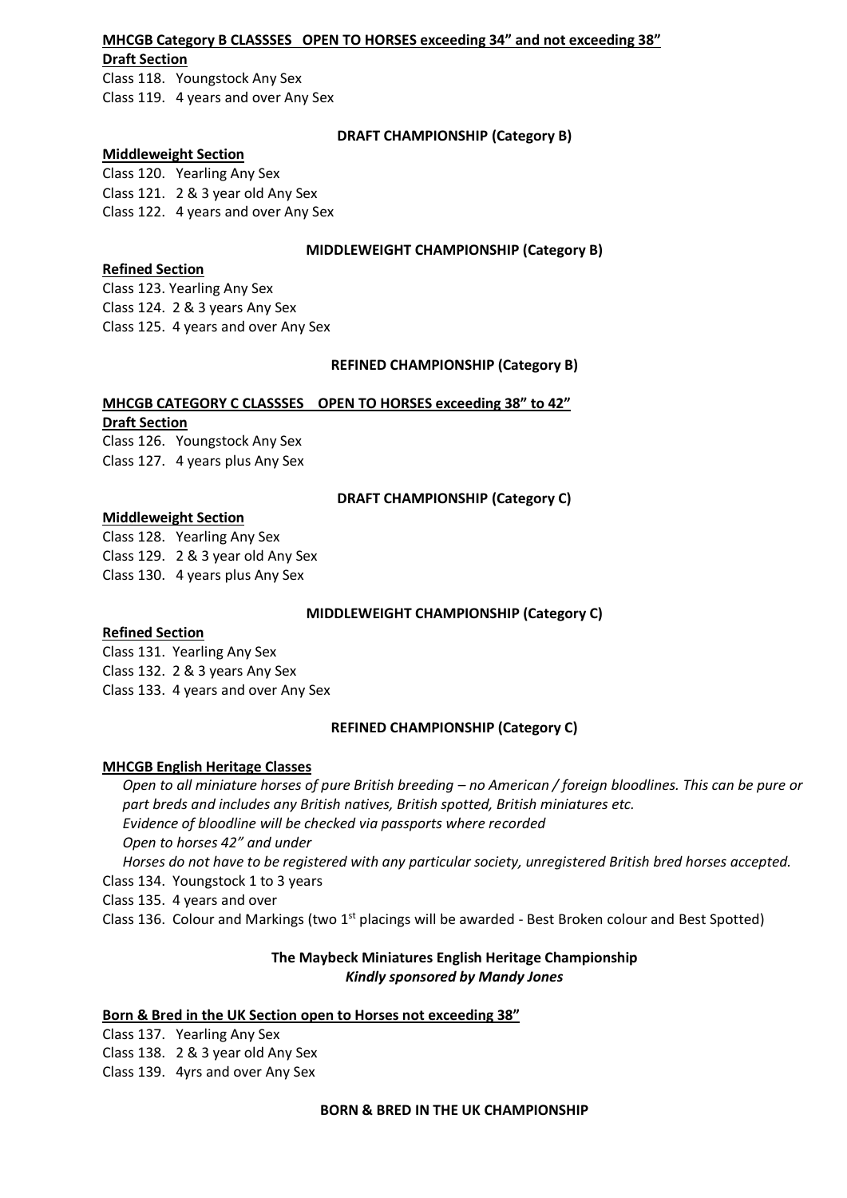**MHCGB Category B CLASSSES OPEN TO HORSES exceeding 34" and not exceeding 38"**

**Draft Section**

Class 118. Youngstock Any Sex
Class 119. 4 years and over Any Sex

**DRAFT CHAMPIONSHIP (Category B)**

**Middleweight Section**

Class 120. Yearling Any Sex
Class 121. 2 & 3 year old Any Sex
Class 122. 4 years and over Any Sex

**MIDDLEWEIGHT CHAMPIONSHIP (Category B)**

**Refined Section**

Class 123. Yearling Any Sex
Class 124. 2 & 3 years Any Sex
Class 125. 4 years and over Any Sex

**REFINED CHAMPIONSHIP (Category B)**

**MHCGB CATEGORY C CLASSSES OPEN TO HORSES exceeding 38" to 42"**

**Draft Section**

Class 126. Youngstock Any Sex
Class 127. 4 years plus Any Sex

**DRAFT CHAMPIONSHIP (Category C)**

**Middleweight Section**

Class 128. Yearling Any Sex
Class 129. 2 & 3 year old Any Sex
Class 130. 4 years plus Any Sex

**MIDDLEWEIGHT CHAMPIONSHIP (Category C)**

**Refined Section**

Class 131. Yearling Any Sex
Class 132. 2 & 3 years Any Sex
Class 133. 4 years and over Any Sex

**REFINED CHAMPIONSHIP (Category C)**

**MHCGB English Heritage Classes**

*Open to all miniature horses of pure British breeding – no American / foreign bloodlines. This can be pure or part breds and includes any British natives, British spotted, British miniatures etc.*
*Evidence of bloodline will be checked via passports where recorded*
*Open to horses 42" and under*
*Horses do not have to be registered with any particular society, unregistered British bred horses accepted.*

Class 134. Youngstock 1 to 3 years
Class 135. 4 years and over
Class 136. Colour and Markings (two 1st placings will be awarded - Best Broken colour and Best Spotted)

**The Maybeck Miniatures English Heritage Championship**
***Kindly sponsored by Mandy Jones***

**Born & Bred in the UK Section open to Horses not exceeding 38"**

Class 137. Yearling Any Sex
Class 138. 2 & 3 year old Any Sex
Class 139. 4yrs and over Any Sex

**BORN & BRED IN THE UK CHAMPIONSHIP**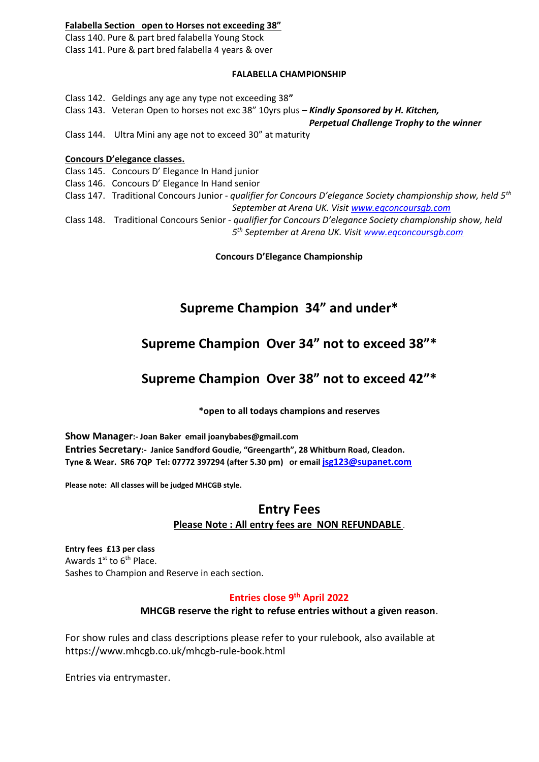**Falabella Section open to Horses not exceeding 38"**

Class 140. Pure & part bred falabella Young Stock
Class 141. Pure & part bred falabella 4 years & over

**FALABELLA CHAMPIONSHIP**

Class 142. Geldings any age any type not exceeding 38"
Class 143. Veteran Open to horses not exc 38" 10yrs plus – ***Kindly Sponsored by H. Kitchen, Perpetual Challenge Trophy to the winner***
Class 144. Ultra Mini any age not to exceed 30" at maturity

**Concours D'elegance classes.**

Class 145. Concours D' Elegance In Hand junior
Class 146. Concours D' Elegance In Hand senior
Class 147. Traditional Concours Junior - *qualifier for Concours D'elegance Society championship show, held 5th September at Arena UK. Visit [www.eqconcoursgb.com](www.eqconcoursgb.com)*
Class 148. Traditional Concours Senior - *qualifier for Concours D'elegance Society championship show, held 5th September at Arena UK. Visit [www.eqconcoursgb.com](www.eqconcoursgb.com)*

**Concours D'Elegance Championship**

## Supreme Champion 34" and under*

## Supreme Champion Over 34" not to exceed 38"*

## Supreme Champion Over 38" not to exceed 42"*

**\*open to all todays champions and reserves**

**Show Manager:- Joan Baker email joanybabes@gmail.com**
**Entries Secretary:- Janice Sandford Goudie, "Greengarth", 28 Whitburn Road, Cleadon. Tyne & Wear. SR6 7QP Tel: 07772 397294 (after 5.30 pm) or email jsg123@supanet.com**

**Please note: All classes will be judged MHCGB style.**

## Entry Fees

**Please Note : All entry fees are NON REFUNDABLE**.

**Entry fees £13 per class**
Awards 1st to 6th Place.
Sashes to Champion and Reserve in each section.

**Entries close 9th April 2022**

**MHCGB reserve the right to refuse entries without a given reason**.

For show rules and class descriptions please refer to your rulebook, also available at https://www.mhcgb.co.uk/mhcgb-rule-book.html

Entries via entrymaster.